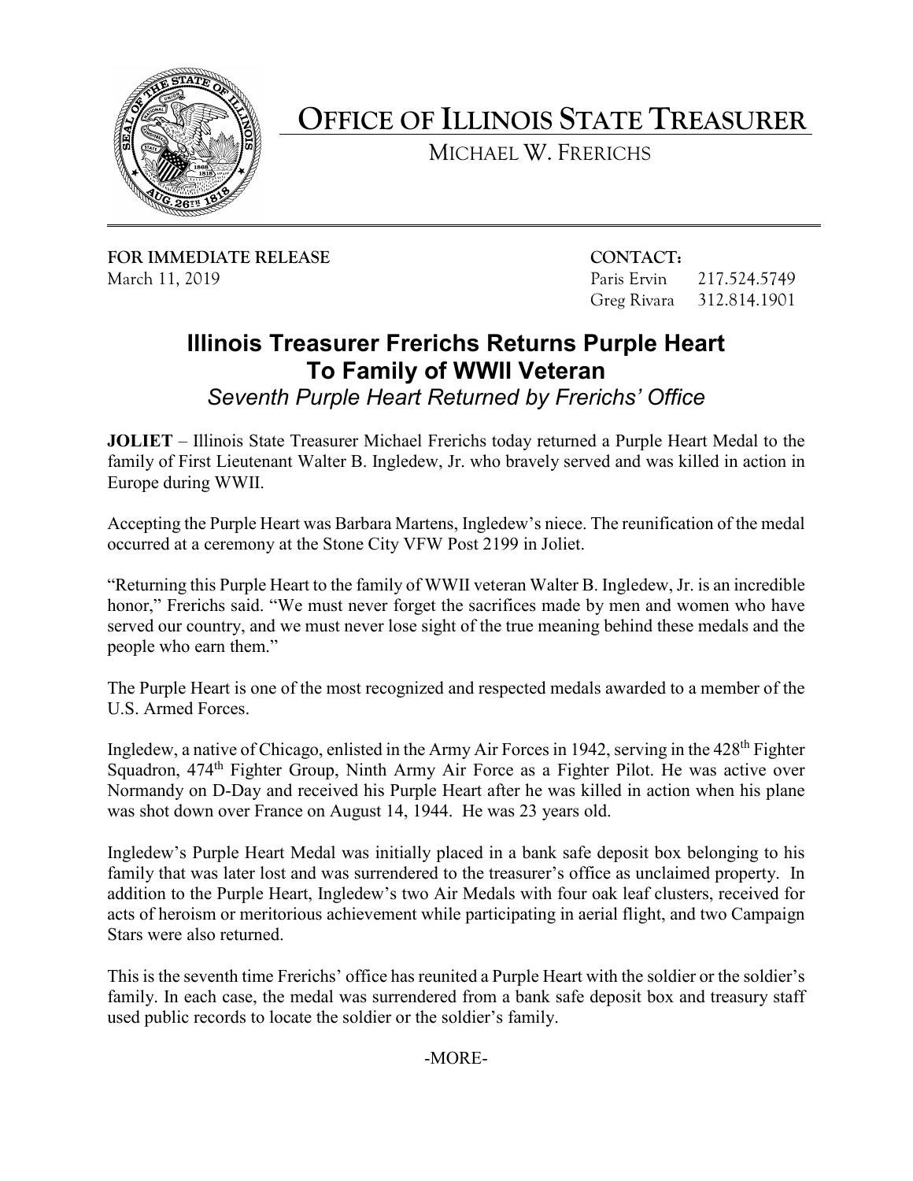# OFFICE OF ILLINOIS STATE TREASURER

MICHAEL W. FRERICHS

**FOR IMMEDIATE RELEASE**
March 11, 2019

**CONTACT:**
Paris Ervin 217.524.5749
Greg Rivara 312.814.1901

## Illinois Treasurer Frerichs Returns Purple Heart To Family of WWII Veteran

*Seventh Purple Heart Returned by Frerichs' Office*

**JOLIET** – Illinois State Treasurer Michael Frerichs today returned a Purple Heart Medal to the family of First Lieutenant Walter B. Ingledew, Jr. who bravely served and was killed in action in Europe during WWII.

Accepting the Purple Heart was Barbara Martens, Ingledew's niece. The reunification of the medal occurred at a ceremony at the Stone City VFW Post 2199 in Joliet.

"Returning this Purple Heart to the family of WWII veteran Walter B. Ingledew, Jr. is an incredible honor," Frerichs said. "We must never forget the sacrifices made by men and women who have served our country, and we must never lose sight of the true meaning behind these medals and the people who earn them."

The Purple Heart is one of the most recognized and respected medals awarded to a member of the U.S. Armed Forces.

Ingledew, a native of Chicago, enlisted in the Army Air Forces in 1942, serving in the 428th Fighter Squadron, 474th Fighter Group, Ninth Army Air Force as a Fighter Pilot. He was active over Normandy on D-Day and received his Purple Heart after he was killed in action when his plane was shot down over France on August 14, 1944. He was 23 years old.

Ingledew's Purple Heart Medal was initially placed in a bank safe deposit box belonging to his family that was later lost and was surrendered to the treasurer's office as unclaimed property. In addition to the Purple Heart, Ingledew's two Air Medals with four oak leaf clusters, received for acts of heroism or meritorious achievement while participating in aerial flight, and two Campaign Stars were also returned.

This is the seventh time Frerichs' office has reunited a Purple Heart with the soldier or the soldier's family. In each case, the medal was surrendered from a bank safe deposit box and treasury staff used public records to locate the soldier or the soldier's family.

-MORE-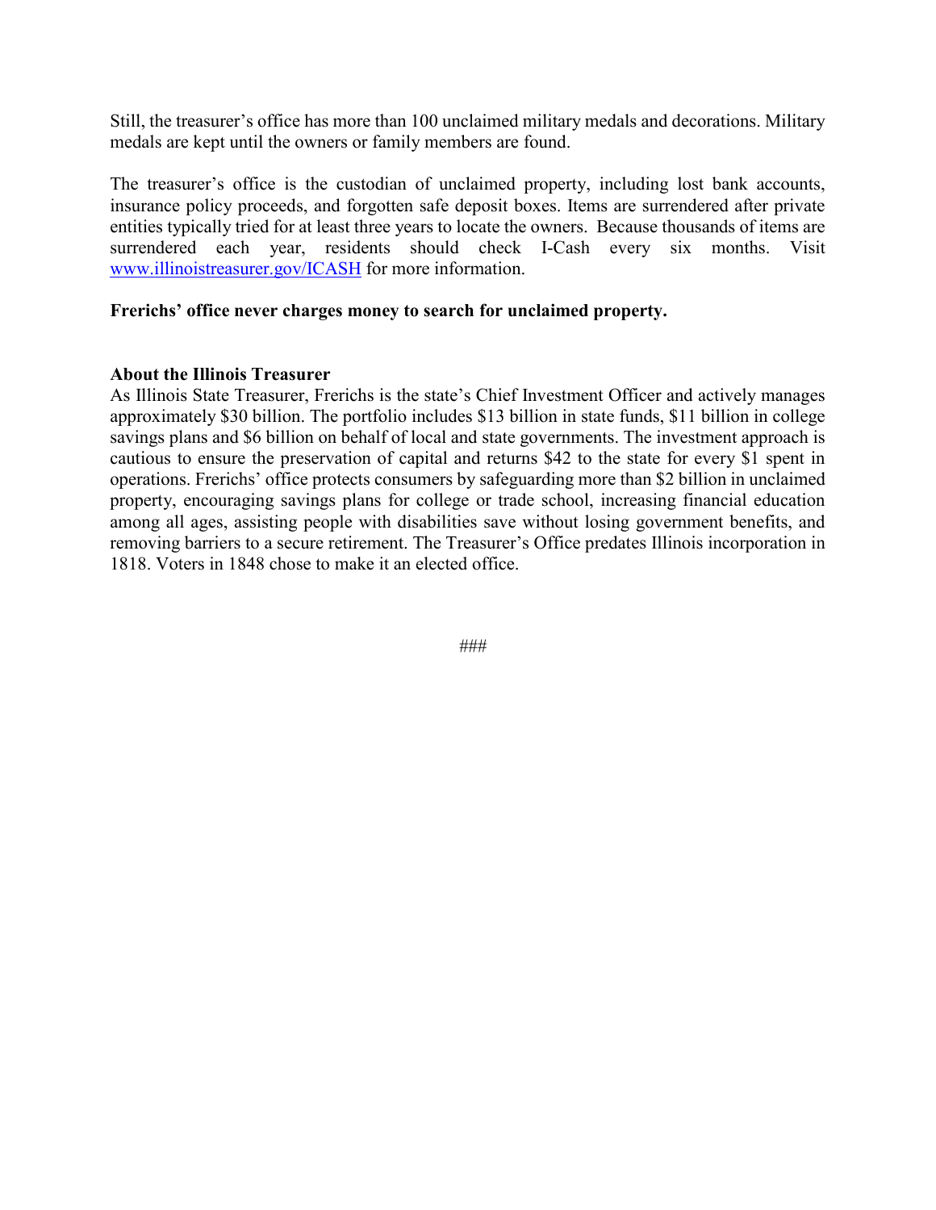Still, the treasurer's office has more than 100 unclaimed military medals and decorations. Military medals are kept until the owners or family members are found.

The treasurer's office is the custodian of unclaimed property, including lost bank accounts, insurance policy proceeds, and forgotten safe deposit boxes. Items are surrendered after private entities typically tried for at least three years to locate the owners. Because thousands of items are surrendered each year, residents should check I-Cash every six months. Visit [www.illinoistreasurer.gov/ICASH](www.illinoistreasurer.gov/ICASH) for more information.

**Frerichs' office never charges money to search for unclaimed property.**

**About the Illinois Treasurer**

As Illinois State Treasurer, Frerichs is the state's Chief Investment Officer and actively manages approximately $30 billion. The portfolio includes $13 billion in state funds, $11 billion in college savings plans and $6 billion on behalf of local and state governments. The investment approach is cautious to ensure the preservation of capital and returns $42 to the state for every $1 spent in operations. Frerichs' office protects consumers by safeguarding more than $2 billion in unclaimed property, encouraging savings plans for college or trade school, increasing financial education among all ages, assisting people with disabilities save without losing government benefits, and removing barriers to a secure retirement. The Treasurer's Office predates Illinois incorporation in 1818. Voters in 1848 chose to make it an elected office.

###